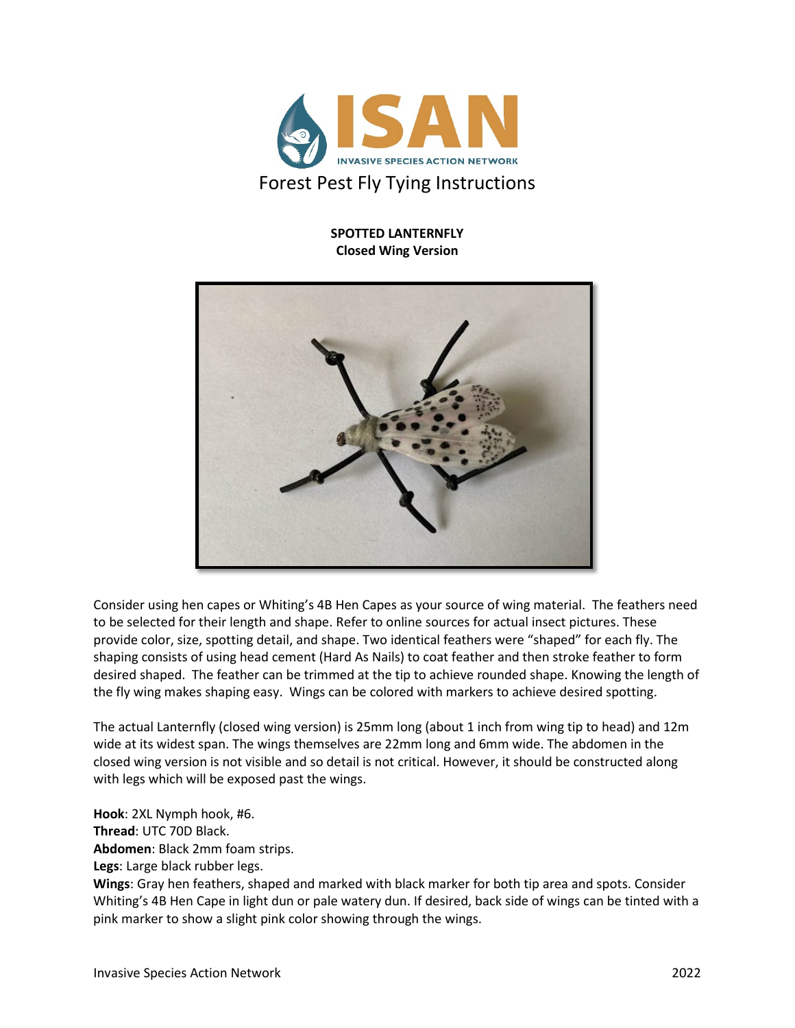ISAN
INVASIVE SPECIES ACTION NETWORK

# Forest Pest Fly Tying Instructions

**SPOTTED LANTERNFLY**
**Closed Wing Version**

Consider using hen capes or Whiting's 4B Hen Capes as your source of wing material. The feathers need to be selected for their length and shape. Refer to online sources for actual insect pictures. These provide color, size, spotting detail, and shape. Two identical feathers were "shaped" for each fly. The shaping consists of using head cement (Hard As Nails) to coat feather and then stroke feather to form desired shaped. The feather can be trimmed at the tip to achieve rounded shape. Knowing the length of the fly wing makes shaping easy. Wings can be colored with markers to achieve desired spotting.

The actual Lanternfly (closed wing version) is 25mm long (about 1 inch from wing tip to head) and 12m wide at its widest span. The wings themselves are 22mm long and 6mm wide. The abdomen in the closed wing version is not visible and so detail is not critical. However, it should be constructed along with legs which will be exposed past the wings.

**Hook**: 2XL Nymph hook, #6.
**Thread**: UTC 70D Black.
**Abdomen**: Black 2mm foam strips.
**Legs**: Large black rubber legs.
**Wings**: Gray hen feathers, shaped and marked with black marker for both tip area and spots. Consider Whiting's 4B Hen Cape in light dun or pale watery dun. If desired, back side of wings can be tinted with a pink marker to show a slight pink color showing through the wings.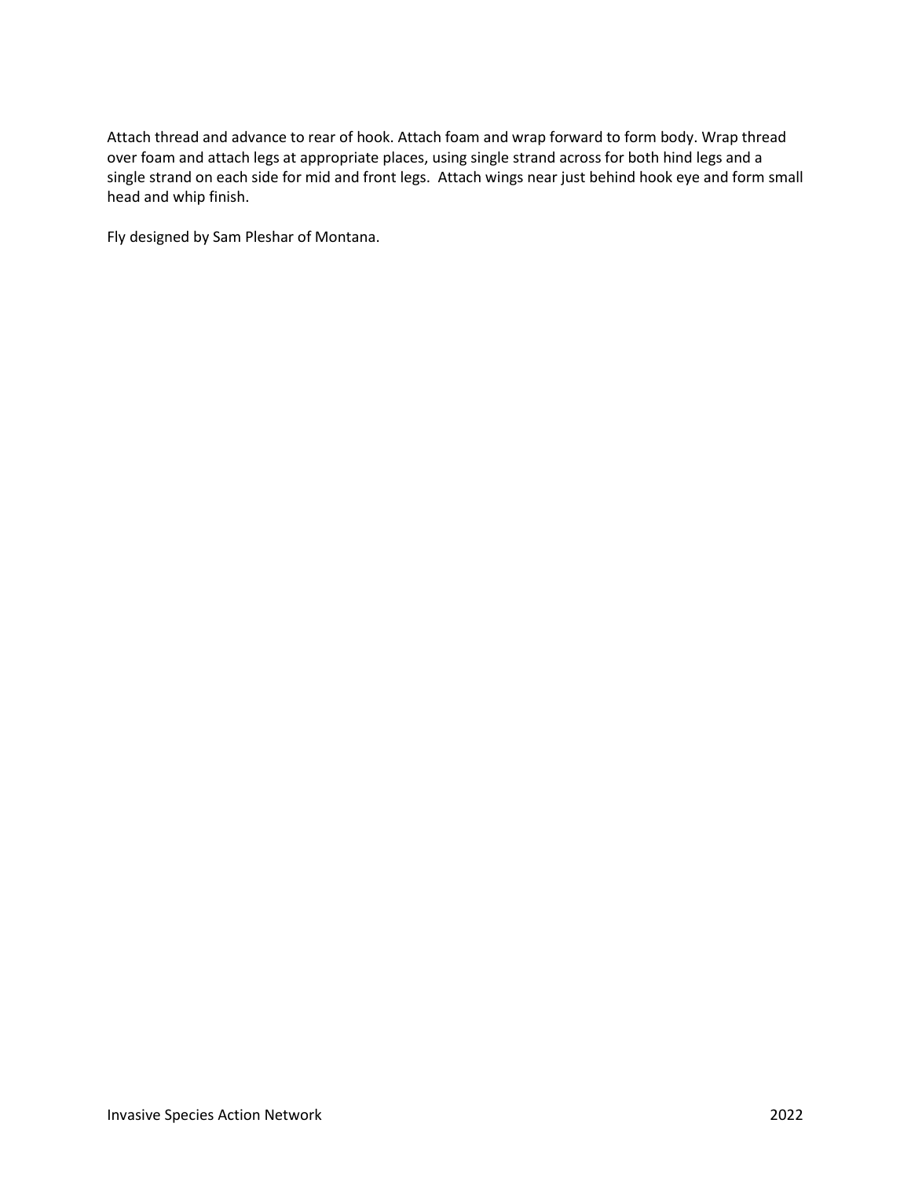Attach thread and advance to rear of hook. Attach foam and wrap forward to form body. Wrap thread over foam and attach legs at appropriate places, using single strand across for both hind legs and a single strand on each side for mid and front legs. Attach wings near just behind hook eye and form small head and whip finish.

Fly designed by Sam Pleshar of Montana.